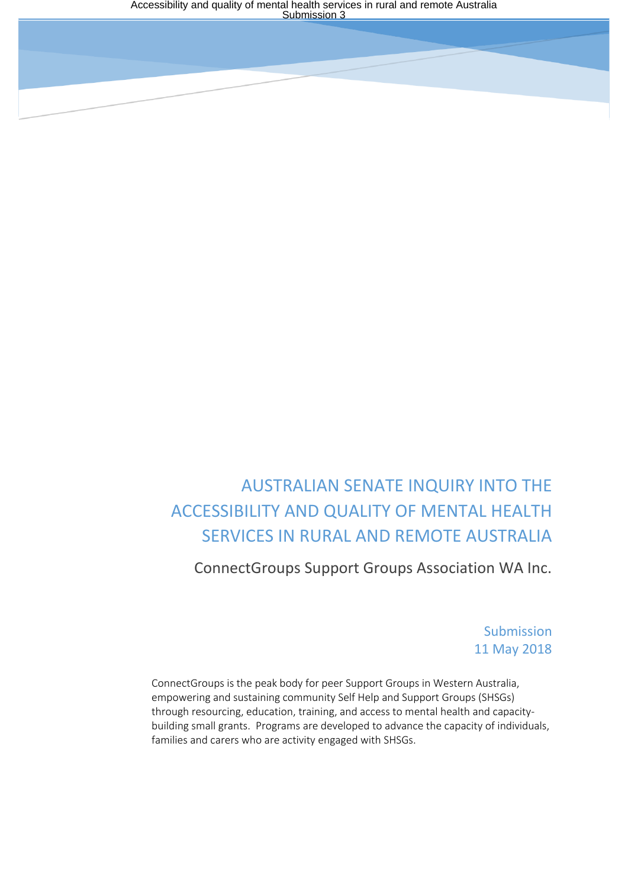# AUSTRALIAN SENATE INQUIRY INTO THE ACCESSIBILITY AND QUALITY OF MENTAL HEALTH SERVICES IN RURAL AND REMOTE AUSTRALIA

ConnectGroups Support Groups Association WA Inc.

Submission
11 May 2018

ConnectGroups is the peak body for peer Support Groups in Western Australia, empowering and sustaining community Self Help and Support Groups (SHSGs) through resourcing, education, training, and access to mental health and capacity-building small grants. Programs are developed to advance the capacity of individuals, families and carers who are activity engaged with SHSGs.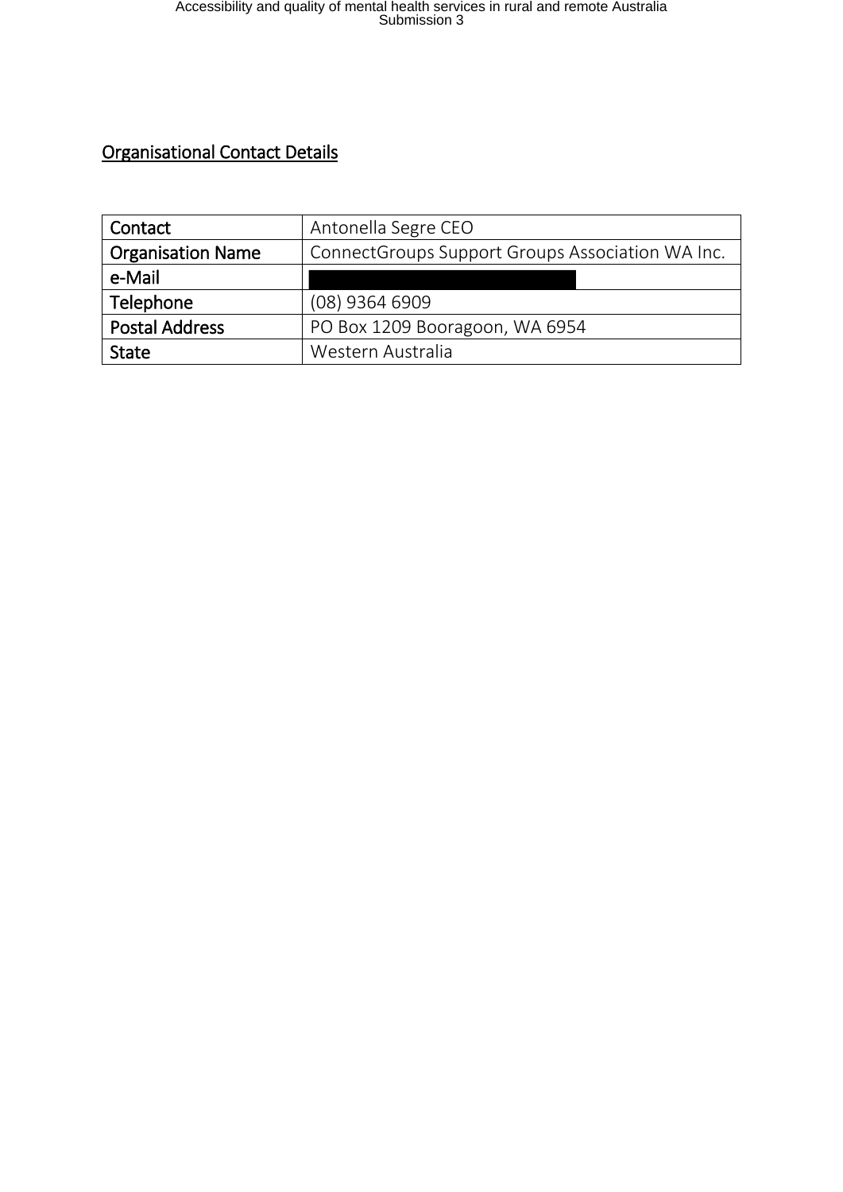## Organisational Contact Details

| Contact | Antonella Segre CEO |
| --- | --- |
| Organisation Name | ConnectGroups Support Groups Association WA Inc. |
| e-Mail | |
| Telephone | (08) 9364 6909 |
| Postal Address | PO Box 1209 Booragoon, WA 6954 |
| State | Western Australia |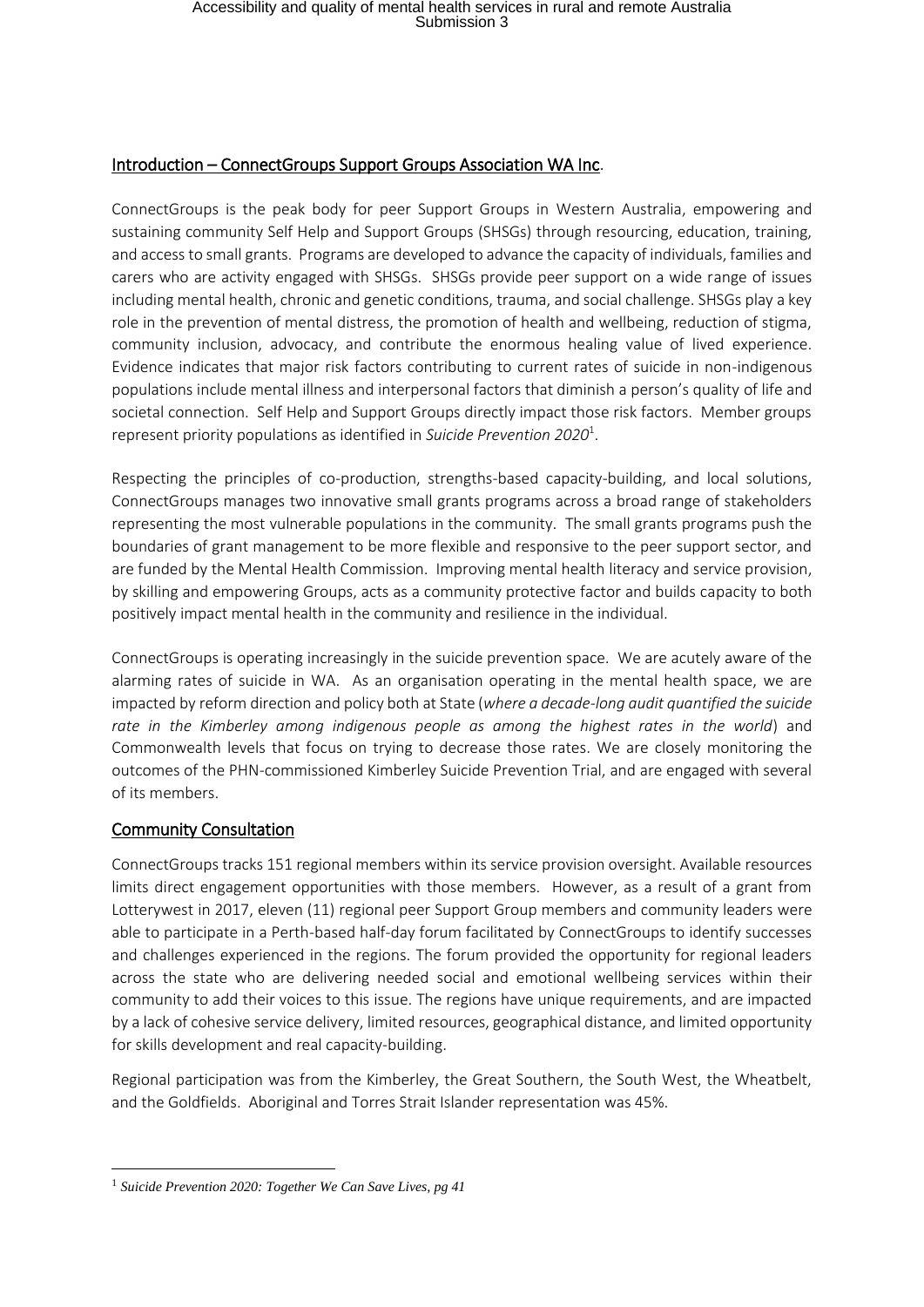## Introduction – ConnectGroups Support Groups Association WA Inc.

ConnectGroups is the peak body for peer Support Groups in Western Australia, empowering and sustaining community Self Help and Support Groups (SHSGs) through resourcing, education, training, and access to small grants. Programs are developed to advance the capacity of individuals, families and carers who are activity engaged with SHSGs. SHSGs provide peer support on a wide range of issues including mental health, chronic and genetic conditions, trauma, and social challenge. SHSGs play a key role in the prevention of mental distress, the promotion of health and wellbeing, reduction of stigma, community inclusion, advocacy, and contribute the enormous healing value of lived experience. Evidence indicates that major risk factors contributing to current rates of suicide in non-indigenous populations include mental illness and interpersonal factors that diminish a person's quality of life and societal connection. Self Help and Support Groups directly impact those risk factors. Member groups represent priority populations as identified in *Suicide Prevention 2020*[1].

Respecting the principles of co-production, strengths-based capacity-building, and local solutions, ConnectGroups manages two innovative small grants programs across a broad range of stakeholders representing the most vulnerable populations in the community. The small grants programs push the boundaries of grant management to be more flexible and responsive to the peer support sector, and are funded by the Mental Health Commission. Improving mental health literacy and service provision, by skilling and empowering Groups, acts as a community protective factor and builds capacity to both positively impact mental health in the community and resilience in the individual.

ConnectGroups is operating increasingly in the suicide prevention space. We are acutely aware of the alarming rates of suicide in WA. As an organisation operating in the mental health space, we are impacted by reform direction and policy both at State (*where a decade-long audit quantified the suicide rate in the Kimberley among indigenous people as among the highest rates in the world*) and Commonwealth levels that focus on trying to decrease those rates. We are closely monitoring the outcomes of the PHN-commissioned Kimberley Suicide Prevention Trial, and are engaged with several of its members.

## Community Consultation

ConnectGroups tracks 151 regional members within its service provision oversight. Available resources limits direct engagement opportunities with those members. However, as a result of a grant from Lotterywest in 2017, eleven (11) regional peer Support Group members and community leaders were able to participate in a Perth-based half-day forum facilitated by ConnectGroups to identify successes and challenges experienced in the regions. The forum provided the opportunity for regional leaders across the state who are delivering needed social and emotional wellbeing services within their community to add their voices to this issue. The regions have unique requirements, and are impacted by a lack of cohesive service delivery, limited resources, geographical distance, and limited opportunity for skills development and real capacity-building.

Regional participation was from the Kimberley, the Great Southern, the South West, the Wheatbelt, and the Goldfields. Aboriginal and Torres Strait Islander representation was 45%.

---

[1] *Suicide Prevention 2020: Together We Can Save Lives, pg 41*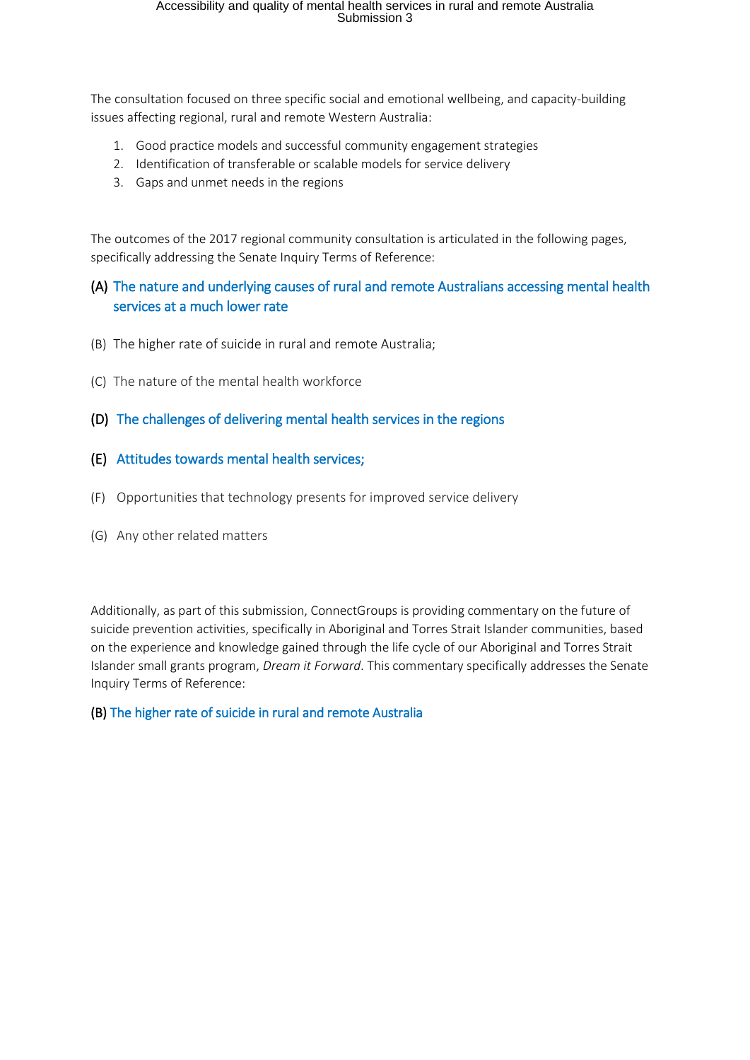The consultation focused on three specific social and emotional wellbeing, and capacity-building issues affecting regional, rural and remote Western Australia:

1. Good practice models and successful community engagement strategies
2. Identification of transferable or scalable models for service delivery
3. Gaps and unmet needs in the regions

The outcomes of the 2017 regional community consultation is articulated in the following pages, specifically addressing the Senate Inquiry Terms of Reference:

**(A)** The nature and underlying causes of rural and remote Australians accessing mental health services at a much lower rate

(B) The higher rate of suicide in rural and remote Australia;

(C) The nature of the mental health workforce

**(D)** The challenges of delivering mental health services in the regions

**(E)** Attitudes towards mental health services;

(F) Opportunities that technology presents for improved service delivery

(G) Any other related matters

Additionally, as part of this submission, ConnectGroups is providing commentary on the future of suicide prevention activities, specifically in Aboriginal and Torres Strait Islander communities, based on the experience and knowledge gained through the life cycle of our Aboriginal and Torres Strait Islander small grants program, *Dream it Forward*. This commentary specifically addresses the Senate Inquiry Terms of Reference:

**(B)** The higher rate of suicide in rural and remote Australia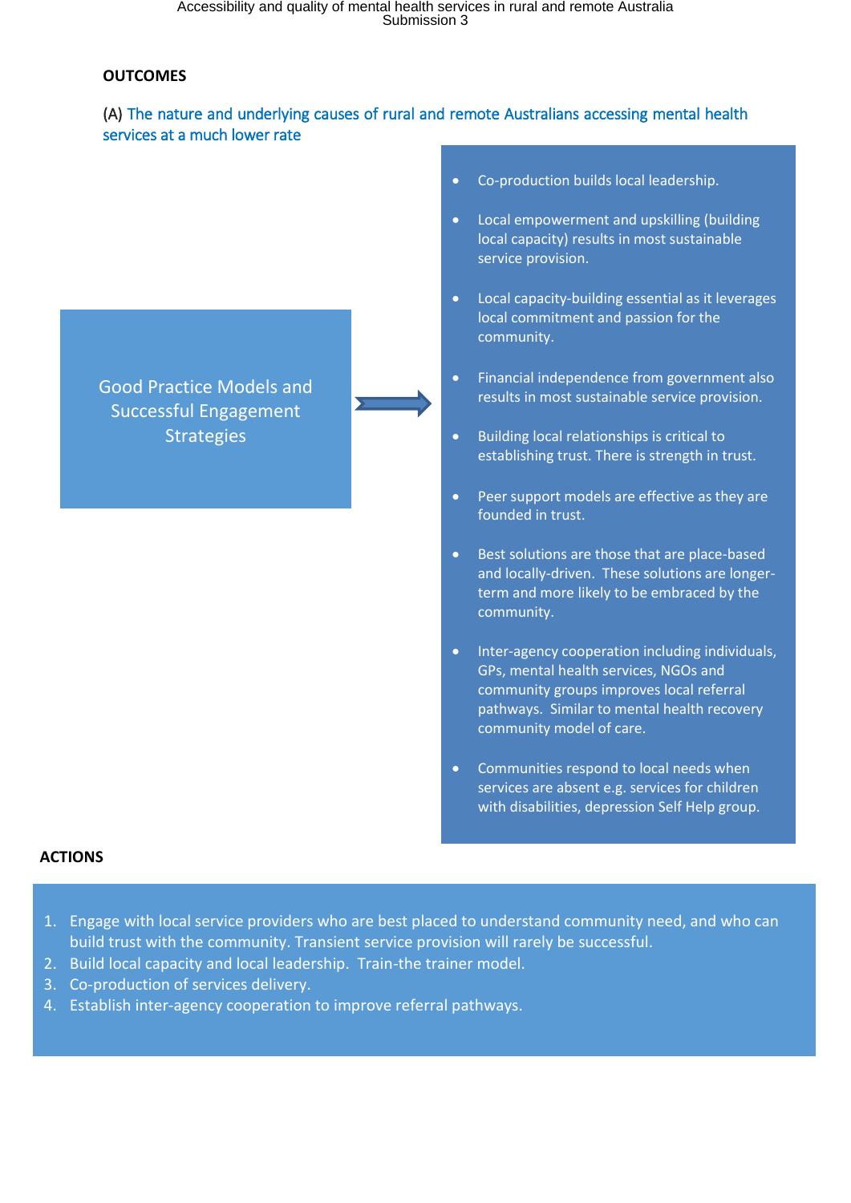## OUTCOMES

(A) The nature and underlying causes of rural and remote Australians accessing mental health services at a much lower rate

**Good Practice Models and Successful Engagement Strategies**

- Co-production builds local leadership.
- Local empowerment and upskilling (building local capacity) results in most sustainable service provision.
- Local capacity-building essential as it leverages local commitment and passion for the community.
- Financial independence from government also results in most sustainable service provision.
- Building local relationships is critical to establishing trust. There is strength in trust.
- Peer support models are effective as they are founded in trust.
- Best solutions are those that are place-based and locally-driven. These solutions are longer-term and more likely to be embraced by the community.
- Inter-agency cooperation including individuals, GPs, mental health services, NGOs and community groups improves local referral pathways. Similar to mental health recovery community model of care.
- Communities respond to local needs when services are absent e.g. services for children with disabilities, depression Self Help group.

## ACTIONS

1. Engage with local service providers who are best placed to understand community need, and who can build trust with the community. Transient service provision will rarely be successful.
2. Build local capacity and local leadership. Train-the trainer model.
3. Co-production of services delivery.
4. Establish inter-agency cooperation to improve referral pathways.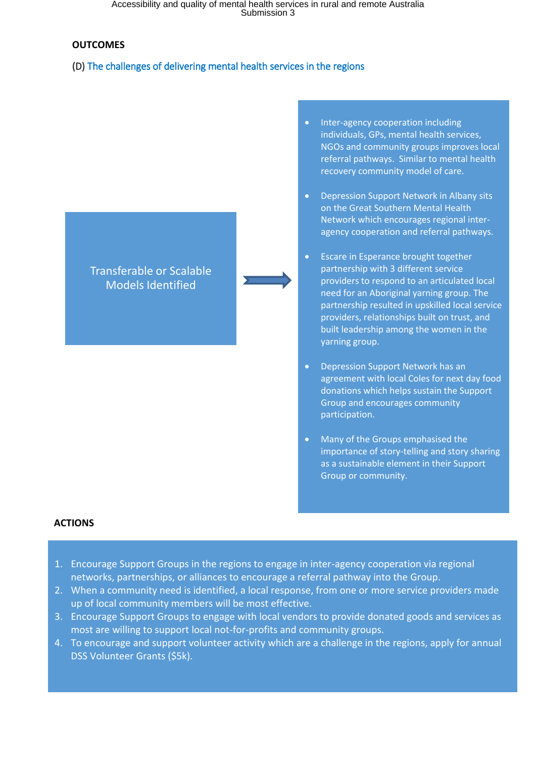## OUTCOMES

(D) The challenges of delivering mental health services in the regions

**Transferable or Scalable Models Identified**

- Inter-agency cooperation including individuals, GPs, mental health services, NGOs and community groups improves local referral pathways. Similar to mental health recovery community model of care.
- Depression Support Network in Albany sits on the Great Southern Mental Health Network which encourages regional inter-agency cooperation and referral pathways.
- Escare in Esperance brought together partnership with 3 different service providers to respond to an articulated local need for an Aboriginal yarning group. The partnership resulted in upskilled local service providers, relationships built on trust, and built leadership among the women in the yarning group.
- Depression Support Network has an agreement with local Coles for next day food donations which helps sustain the Support Group and encourages community participation.
- Many of the Groups emphasised the importance of story-telling and story sharing as a sustainable element in their Support Group or community.

## ACTIONS

1. Encourage Support Groups in the regions to engage in inter-agency cooperation via regional networks, partnerships, or alliances to encourage a referral pathway into the Group.
2. When a community need is identified, a local response, from one or more service providers made up of local community members will be most effective.
3. Encourage Support Groups to engage with local vendors to provide donated goods and services as most are willing to support local not-for-profits and community groups.
4. To encourage and support volunteer activity which are a challenge in the regions, apply for annual DSS Volunteer Grants ($5k).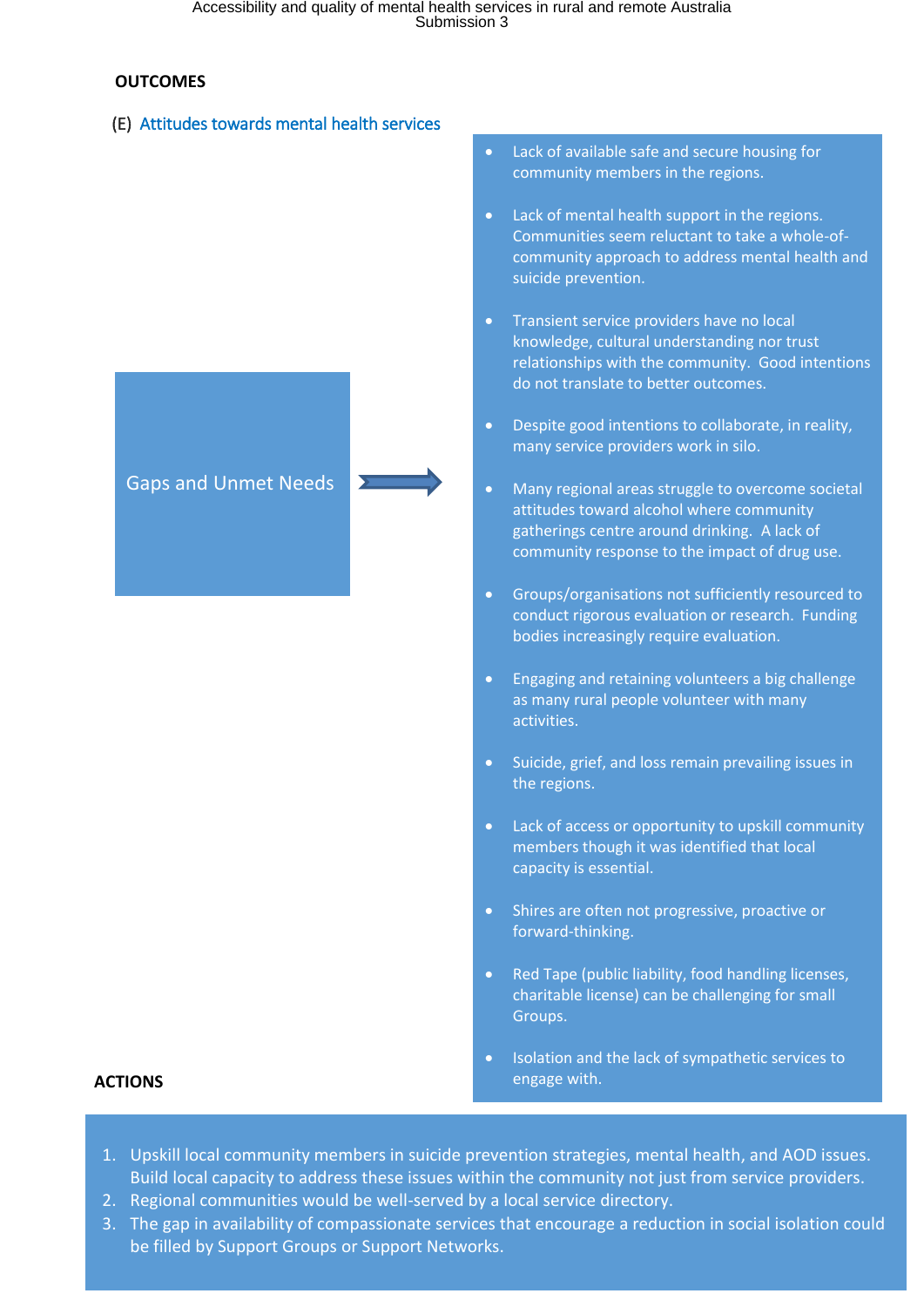## OUTCOMES

(E) Attitudes towards mental health services

**Gaps and Unmet Needs**

- Lack of available safe and secure housing for community members in the regions.
- Lack of mental health support in the regions. Communities seem reluctant to take a whole-of-community approach to address mental health and suicide prevention.
- Transient service providers have no local knowledge, cultural understanding nor trust relationships with the community. Good intentions do not translate to better outcomes.
- Despite good intentions to collaborate, in reality, many service providers work in silo.
- Many regional areas struggle to overcome societal attitudes toward alcohol where community gatherings centre around drinking. A lack of community response to the impact of drug use.
- Groups/organisations not sufficiently resourced to conduct rigorous evaluation or research. Funding bodies increasingly require evaluation.
- Engaging and retaining volunteers a big challenge as many rural people volunteer with many activities.
- Suicide, grief, and loss remain prevailing issues in the regions.
- Lack of access or opportunity to upskill community members though it was identified that local capacity is essential.
- Shires are often not progressive, proactive or forward-thinking.
- Red Tape (public liability, food handling licenses, charitable license) can be challenging for small Groups.
- Isolation and the lack of sympathetic services to engage with.

## ACTIONS

1. Upskill local community members in suicide prevention strategies, mental health, and AOD issues. Build local capacity to address these issues within the community not just from service providers.
2. Regional communities would be well-served by a local service directory.
3. The gap in availability of compassionate services that encourage a reduction in social isolation could be filled by Support Groups or Support Networks.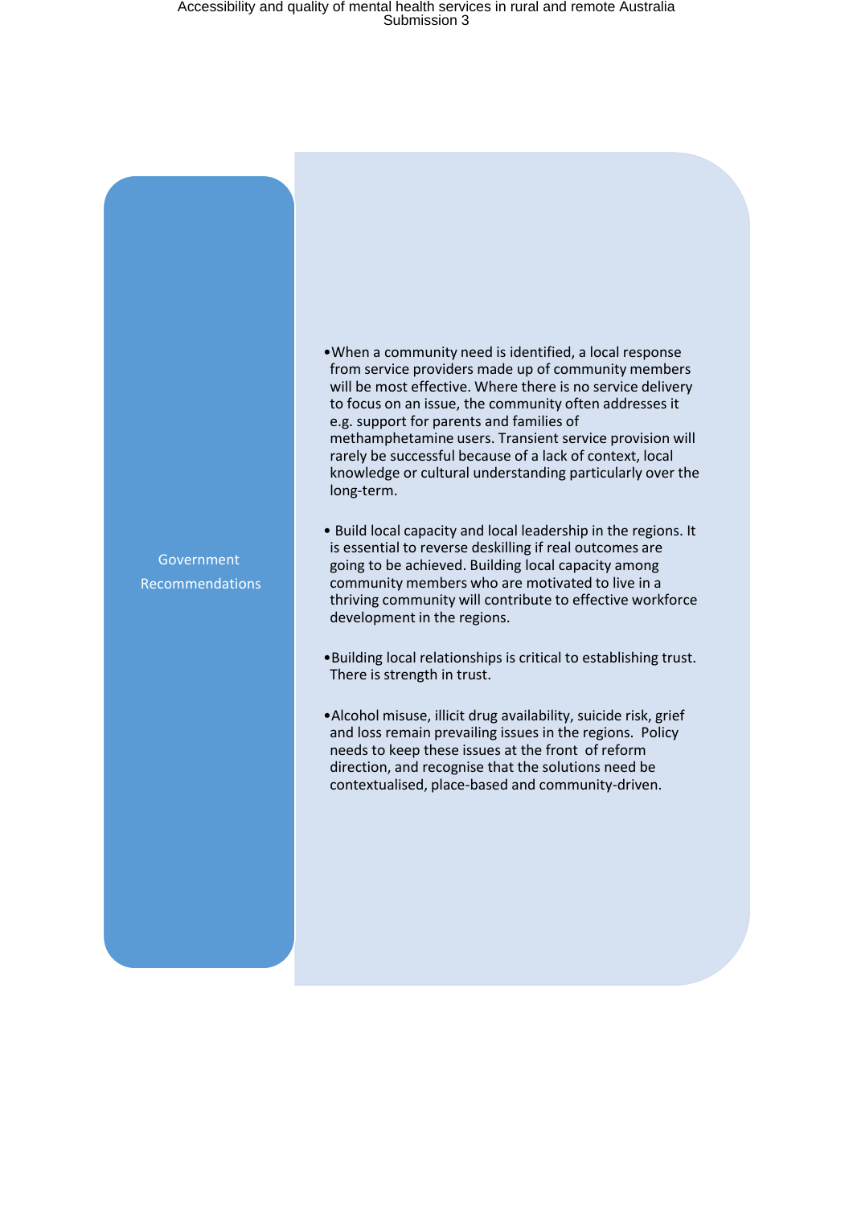## Government Recommendations

- When a community need is identified, a local response from service providers made up of community members will be most effective. Where there is no service delivery to focus on an issue, the community often addresses it e.g. support for parents and families of methamphetamine users. Transient service provision will rarely be successful because of a lack of context, local knowledge or cultural understanding particularly over the long-term.

- Build local capacity and local leadership in the regions. It is essential to reverse deskilling if real outcomes are going to be achieved. Building local capacity among community members who are motivated to live in a thriving community will contribute to effective workforce development in the regions.

- Building local relationships is critical to establishing trust. There is strength in trust.

- Alcohol misuse, illicit drug availability, suicide risk, grief and loss remain prevailing issues in the regions. Policy needs to keep these issues at the front of reform direction, and recognise that the solutions need be contextualised, place-based and community-driven.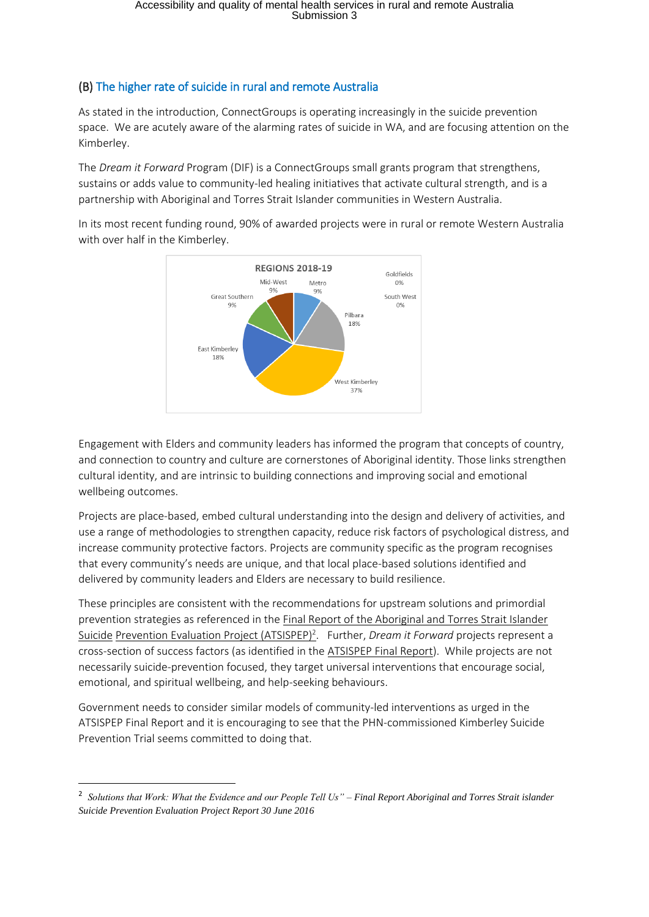## (B) The higher rate of suicide in rural and remote Australia

As stated in the introduction, ConnectGroups is operating increasingly in the suicide prevention space. We are acutely aware of the alarming rates of suicide in WA, and are focusing attention on the Kimberley.

The *Dream it Forward* Program (DIF) is a ConnectGroups small grants program that strengthens, sustains or adds value to community-led healing initiatives that activate cultural strength, and is a partnership with Aboriginal and Torres Strait Islander communities in Western Australia.

In its most recent funding round, 90% of awarded projects were in rural or remote Western Australia with over half in the Kimberley.

**REGIONS 2018-19**

| Region | Share |
|---|---|
| Metro | 9% |
| Pilbara | 18% |
| West Kimberley | 37% |
| East Kimberley | 18% |
| Great Southern | 9% |
| Mid-West | 9% |
| Goldfields | 0% |
| South West | 0% |

Engagement with Elders and community leaders has informed the program that concepts of country, and connection to country and culture are cornerstones of Aboriginal identity. Those links strengthen cultural identity, and are intrinsic to building connections and improving social and emotional wellbeing outcomes.

Projects are place-based, embed cultural understanding into the design and delivery of activities, and use a range of methodologies to strengthen capacity, reduce risk factors of psychological distress, and increase community protective factors. Projects are community specific as the program recognises that every community's needs are unique, and that local place-based solutions identified and delivered by community leaders and Elders are necessary to build resilience.

These principles are consistent with the recommendations for upstream solutions and primordial prevention strategies as referenced in the Final Report of the Aboriginal and Torres Strait Islander Suicide Prevention Evaluation Project (ATSISPEP)[2]. Further, *Dream it Forward* projects represent a cross-section of success factors (as identified in the ATSISPEP Final Report). While projects are not necessarily suicide-prevention focused, they target universal interventions that encourage social, emotional, and spiritual wellbeing, and help-seeking behaviours.

Government needs to consider similar models of community-led interventions as urged in the ATSISPEP Final Report and it is encouraging to see that the PHN-commissioned Kimberley Suicide Prevention Trial seems committed to doing that.

---

[2] *Solutions that Work: What the Evidence and our People Tell Us" – Final Report Aboriginal and Torres Strait islander Suicide Prevention Evaluation Project Report 30 June 2016*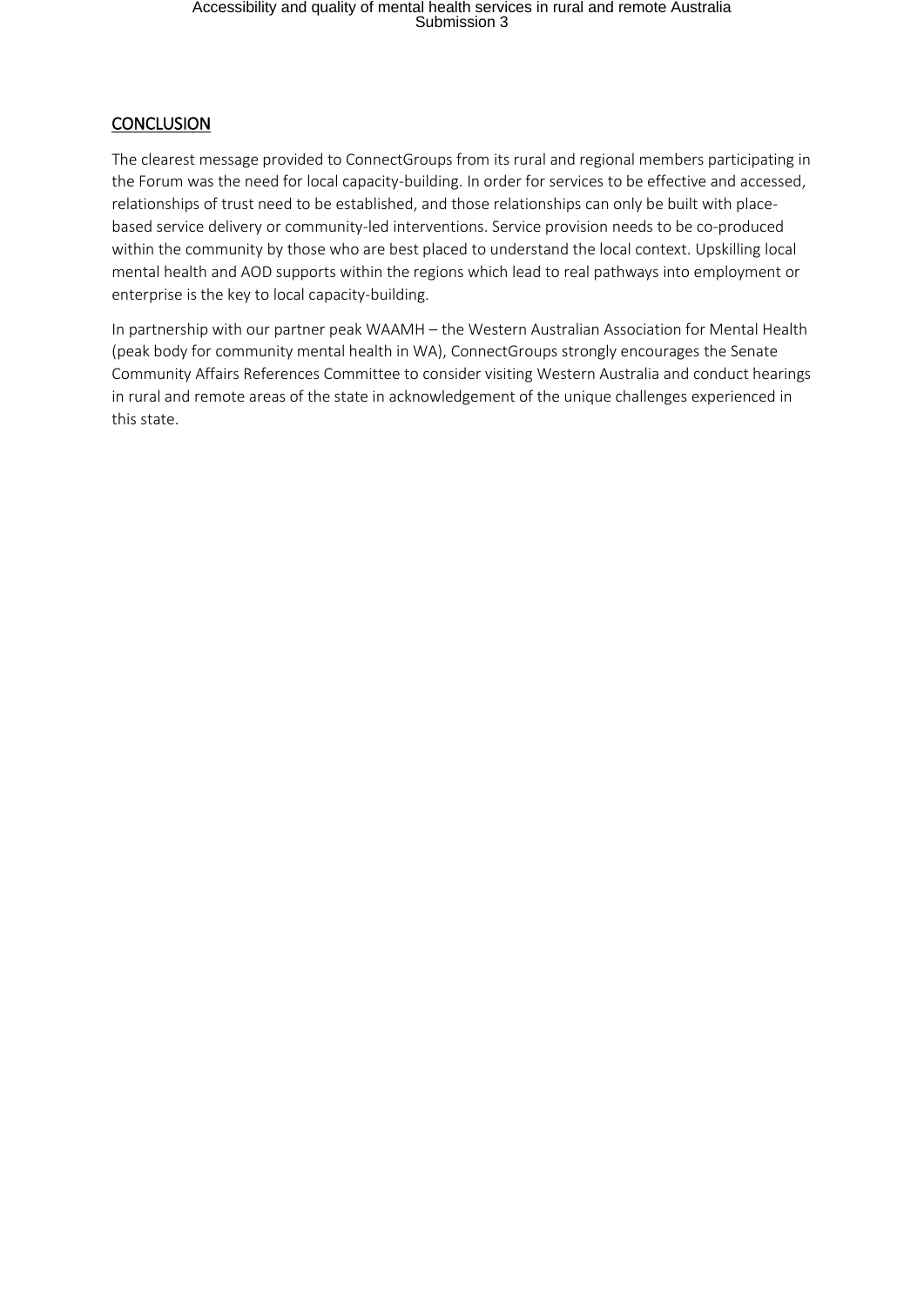## CONCLUSION

The clearest message provided to ConnectGroups from its rural and regional members participating in the Forum was the need for local capacity-building. In order for services to be effective and accessed, relationships of trust need to be established, and those relationships can only be built with place-based service delivery or community-led interventions. Service provision needs to be co-produced within the community by those who are best placed to understand the local context. Upskilling local mental health and AOD supports within the regions which lead to real pathways into employment or enterprise is the key to local capacity-building.

In partnership with our partner peak WAAMH – the Western Australian Association for Mental Health (peak body for community mental health in WA), ConnectGroups strongly encourages the Senate Community Affairs References Committee to consider visiting Western Australia and conduct hearings in rural and remote areas of the state in acknowledgement of the unique challenges experienced in this state.